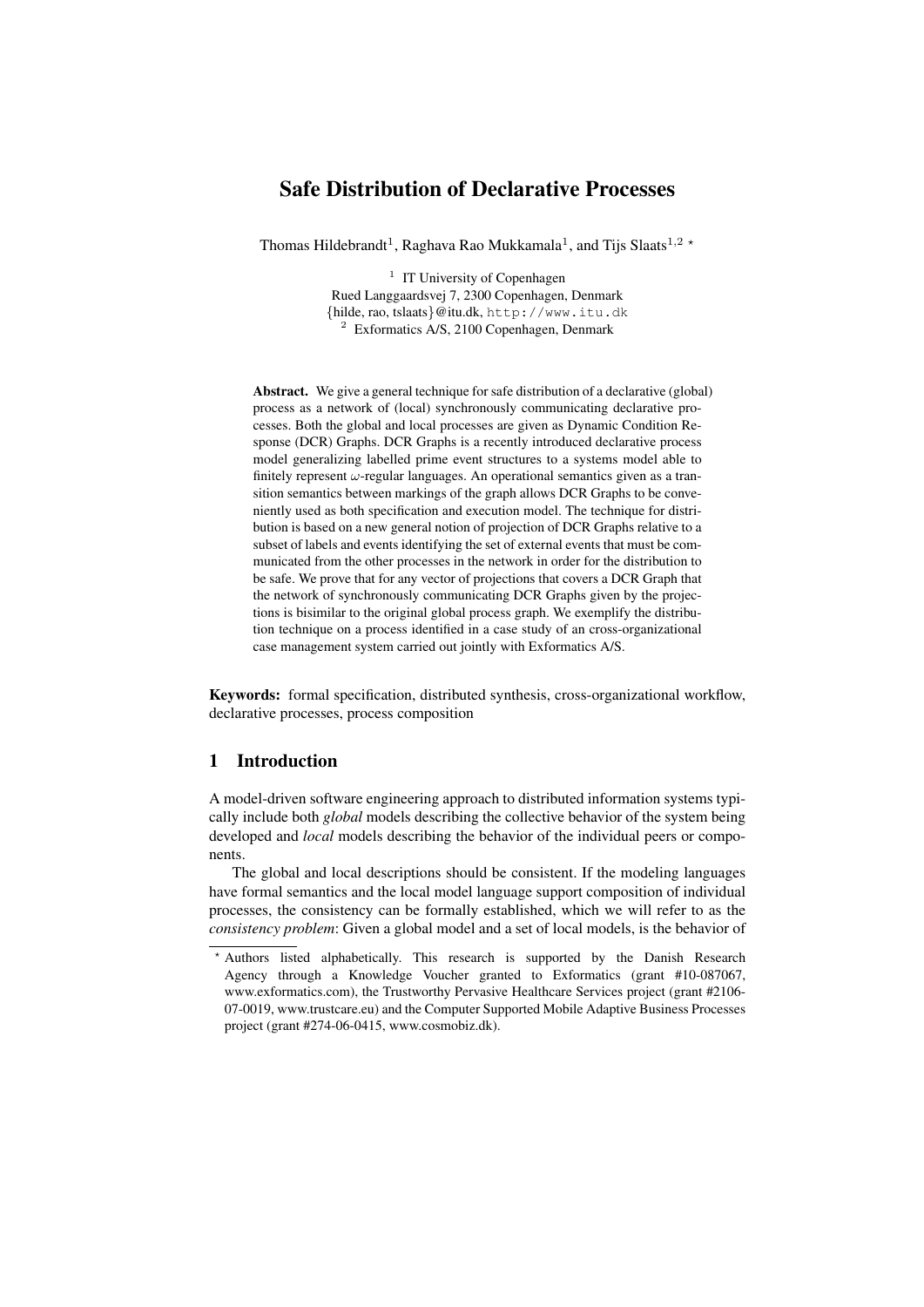# Safe Distribution of Declarative Processes

Thomas Hildebrandt[1], Raghava Rao Mukkamala[1], and Tijs Slaats[1,2] *

[1] IT University of Copenhagen
Rued Langgaardsvej 7, 2300 Copenhagen, Denmark
{hilde, rao, tslaats}@itu.dk, http://www.itu.dk
[2] Exformatics A/S, 2100 Copenhagen, Denmark

**Abstract.** We give a general technique for safe distribution of a declarative (global) process as a network of (local) synchronously communicating declarative processes. Both the global and local processes are given as Dynamic Condition Response (DCR) Graphs. DCR Graphs is a recently introduced declarative process model generalizing labelled prime event structures to a systems model able to finitely represent $\omega$-regular languages. An operational semantics given as a transition semantics between markings of the graph allows DCR Graphs to be conveniently used as both specification and execution model. The technique for distribution is based on a new general notion of projection of DCR Graphs relative to a subset of labels and events identifying the set of external events that must be communicated from the other processes in the network in order for the distribution to be safe. We prove that for any vector of projections that covers a DCR Graph that the network of synchronously communicating DCR Graphs given by the projections is bisimilar to the original global process graph. We exemplify the distribution technique on a process identified in a case study of an cross-organizational case management system carried out jointly with Exformatics A/S.

**Keywords:** formal specification, distributed synthesis, cross-organizational workflow, declarative processes, process composition

## 1 Introduction

A model-driven software engineering approach to distributed information systems typically include both *global* models describing the collective behavior of the system being developed and *local* models describing the behavior of the individual peers or components.

The global and local descriptions should be consistent. If the modeling languages have formal semantics and the local model language support composition of individual processes, the consistency can be formally established, which we will refer to as the *consistency problem*: Given a global model and a set of local models, is the behavior of

* Authors listed alphabetically. This research is supported by the Danish Research Agency through a Knowledge Voucher granted to Exformatics (grant #10-087067, www.exformatics.com), the Trustworthy Pervasive Healthcare Services project (grant #2106-07-0019, www.trustcare.eu) and the Computer Supported Mobile Adaptive Business Processes project (grant #274-06-0415, www.cosmobiz.dk).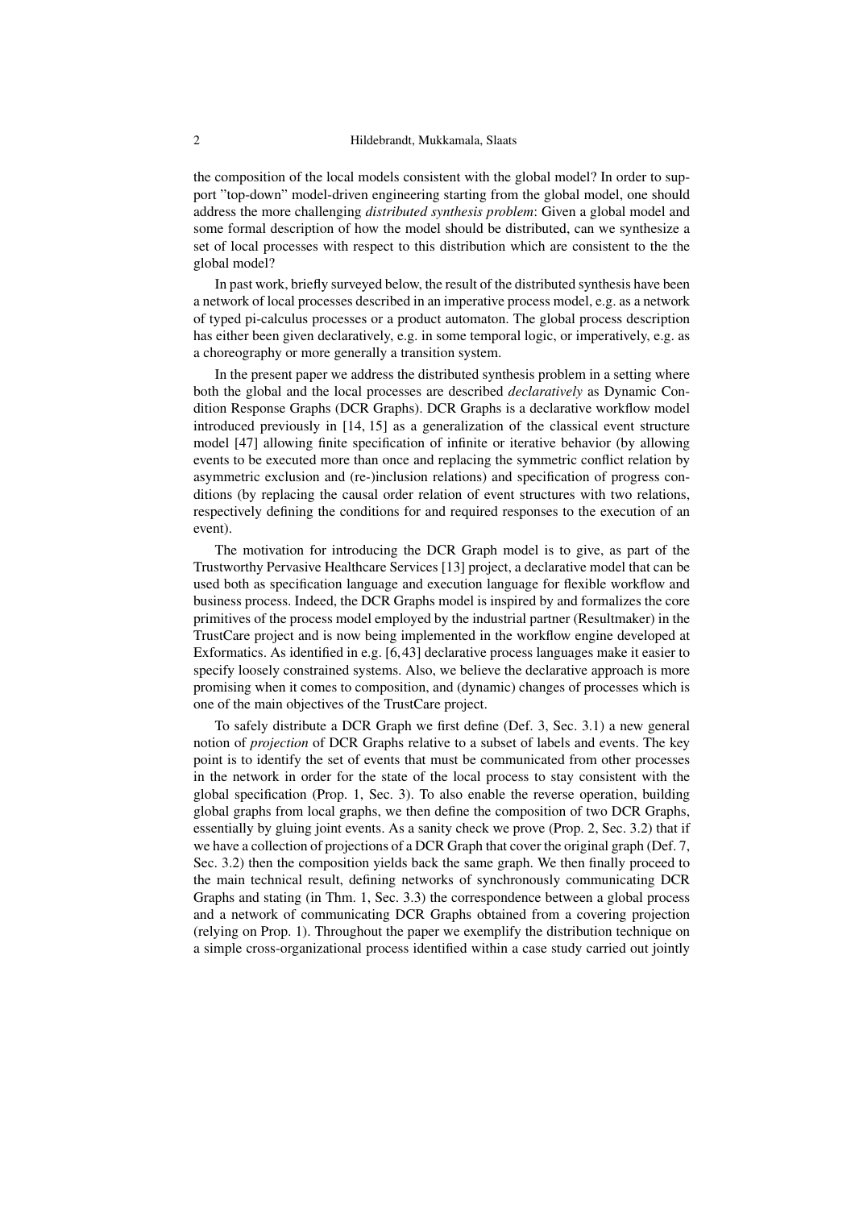the composition of the local models consistent with the global model? In order to support "top-down" model-driven engineering starting from the global model, one should address the more challenging *distributed synthesis problem*: Given a global model and some formal description of how the model should be distributed, can we synthesize a set of local processes with respect to this distribution which are consistent to the the global model?

In past work, briefly surveyed below, the result of the distributed synthesis have been a network of local processes described in an imperative process model, e.g. as a network of typed pi-calculus processes or a product automaton. The global process description has either been given declaratively, e.g. in some temporal logic, or imperatively, e.g. as a choreography or more generally a transition system.

In the present paper we address the distributed synthesis problem in a setting where both the global and the local processes are described *declaratively* as Dynamic Condition Response Graphs (DCR Graphs). DCR Graphs is a declarative workflow model introduced previously in [14, 15] as a generalization of the classical event structure model [47] allowing finite specification of infinite or iterative behavior (by allowing events to be executed more than once and replacing the symmetric conflict relation by asymmetric exclusion and (re-)inclusion relations) and specification of progress conditions (by replacing the causal order relation of event structures with two relations, respectively defining the conditions for and required responses to the execution of an event).

The motivation for introducing the DCR Graph model is to give, as part of the Trustworthy Pervasive Healthcare Services [13] project, a declarative model that can be used both as specification language and execution language for flexible workflow and business process. Indeed, the DCR Graphs model is inspired by and formalizes the core primitives of the process model employed by the industrial partner (Resultmaker) in the TrustCare project and is now being implemented in the workflow engine developed at Exformatics. As identified in e.g. [6,43] declarative process languages make it easier to specify loosely constrained systems. Also, we believe the declarative approach is more promising when it comes to composition, and (dynamic) changes of processes which is one of the main objectives of the TrustCare project.

To safely distribute a DCR Graph we first define (Def. 3, Sec. 3.1) a new general notion of *projection* of DCR Graphs relative to a subset of labels and events. The key point is to identify the set of events that must be communicated from other processes in the network in order for the state of the local process to stay consistent with the global specification (Prop. 1, Sec. 3). To also enable the reverse operation, building global graphs from local graphs, we then define the composition of two DCR Graphs, essentially by gluing joint events. As a sanity check we prove (Prop. 2, Sec. 3.2) that if we have a collection of projections of a DCR Graph that cover the original graph (Def. 7, Sec. 3.2) then the composition yields back the same graph. We then finally proceed to the main technical result, defining networks of synchronously communicating DCR Graphs and stating (in Thm. 1, Sec. 3.3) the correspondence between a global process and a network of communicating DCR Graphs obtained from a covering projection (relying on Prop. 1). Throughout the paper we exemplify the distribution technique on a simple cross-organizational process identified within a case study carried out jointly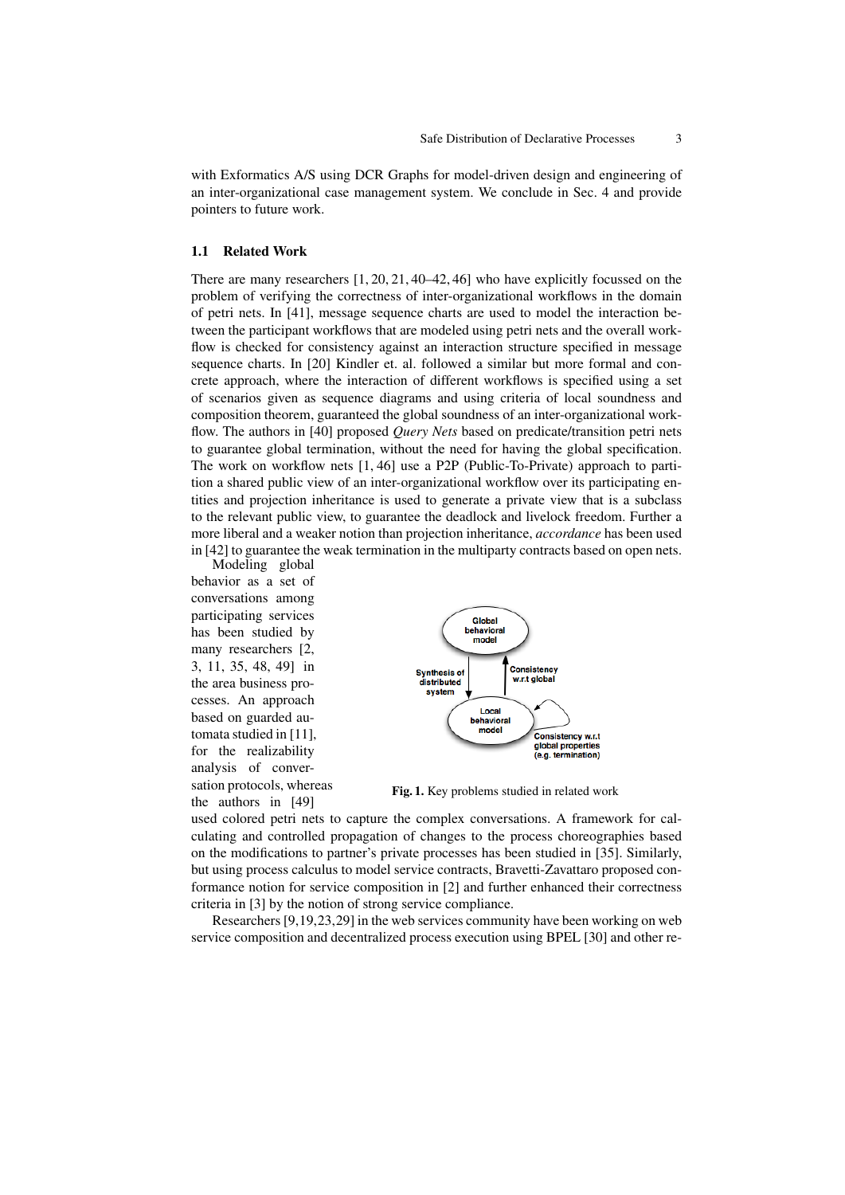with Exformatics A/S using DCR Graphs for model-driven design and engineering of an inter-organizational case management system. We conclude in Sec. 4 and provide pointers to future work.

### 1.1 Related Work

There are many researchers [1, 20, 21, 40–42, 46] who have explicitly focussed on the problem of verifying the correctness of inter-organizational workflows in the domain of petri nets. In [41], message sequence charts are used to model the interaction between the participant workflows that are modeled using petri nets and the overall workflow is checked for consistency against an interaction structure specified in message sequence charts. In [20] Kindler et. al. followed a similar but more formal and concrete approach, where the interaction of different workflows is specified using a set of scenarios given as sequence diagrams and using criteria of local soundness and composition theorem, guaranteed the global soundness of an inter-organizational workflow. The authors in [40] proposed *Query Nets* based on predicate/transition petri nets to guarantee global termination, without the need for having the global specification. The work on workflow nets [1, 46] use a P2P (Public-To-Private) approach to partition a shared public view of an inter-organizational workflow over its participating entities and projection inheritance is used to generate a private view that is a subclass to the relevant public view, to guarantee the deadlock and livelock freedom. Further a more liberal and a weaker notion than projection inheritance, *accordance* has been used in [42] to guarantee the weak termination in the multiparty contracts based on open nets.

Modeling global behavior as a set of conversations among participating services has been studied by many researchers [2, 3, 11, 35, 48, 49] in the area business processes. An approach based on guarded automata studied in [11], for the realizability analysis of conversation protocols, whereas the authors in [49] used colored petri nets to capture the complex conversations. A framework for calculating and controlled propagation of changes to the process choreographies based on the modifications to partner's private processes has been studied in [35]. Similarly, but using process calculus to model service contracts, Bravetti-Zavattaro proposed conformance notion for service composition in [2] and further enhanced their correctness criteria in [3] by the notion of strong service compliance.

Global behavioral model

Synthesis of distributed system

Consistency w.r.t global

Local behavioral model

Consistency w.r.t global properties (e.g. termination)

**Fig. 1.** Key problems studied in related work

Researchers [9,19,23,29] in the web services community have been working on web service composition and decentralized process execution using BPEL [30] and other re-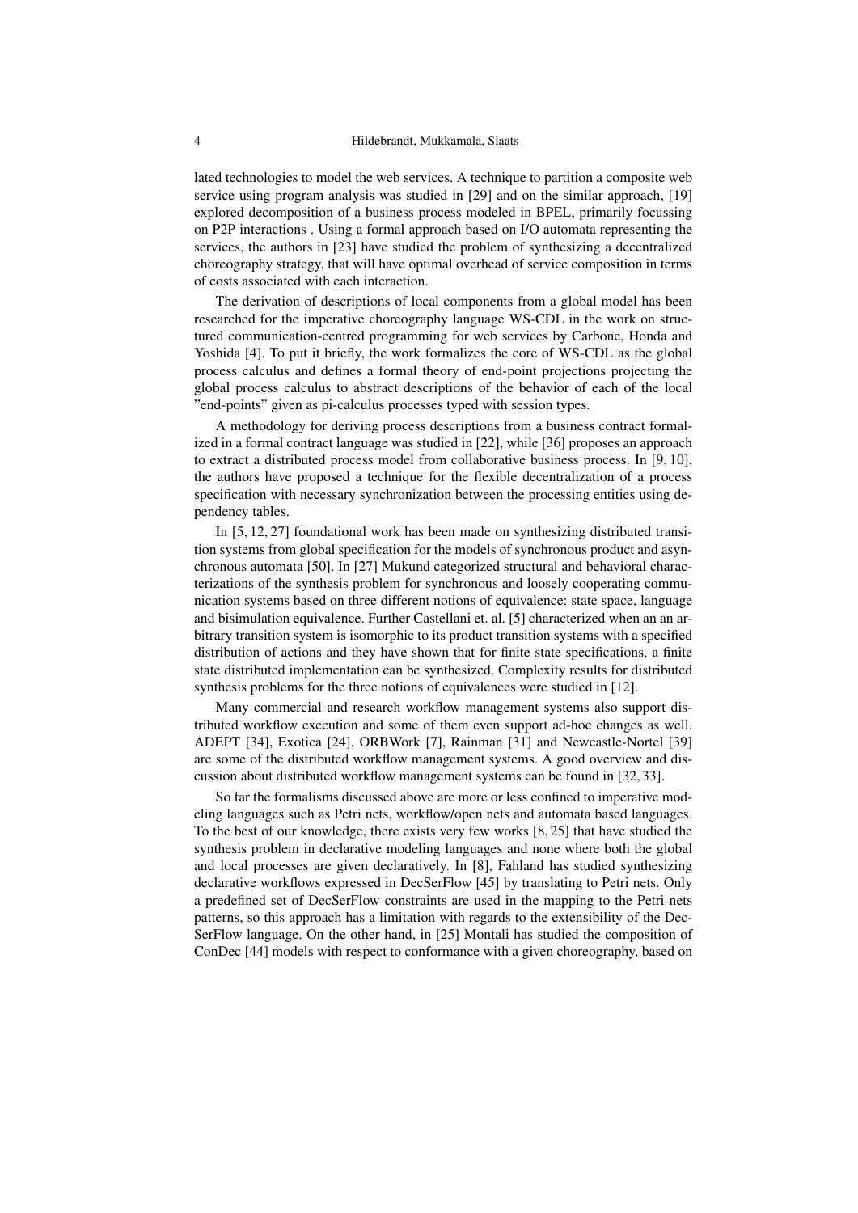lated technologies to model the web services. A technique to partition a composite web service using program analysis was studied in [29] and on the similar approach, [19] explored decomposition of a business process modeled in BPEL, primarily focussing on P2P interactions . Using a formal approach based on I/O automata representing the services, the authors in [23] have studied the problem of synthesizing a decentralized choreography strategy, that will have optimal overhead of service composition in terms of costs associated with each interaction.

The derivation of descriptions of local components from a global model has been researched for the imperative choreography language WS-CDL in the work on structured communication-centred programming for web services by Carbone, Honda and Yoshida [4]. To put it briefly, the work formalizes the core of WS-CDL as the global process calculus and defines a formal theory of end-point projections projecting the global process calculus to abstract descriptions of the behavior of each of the local "end-points" given as pi-calculus processes typed with session types.

A methodology for deriving process descriptions from a business contract formalized in a formal contract language was studied in [22], while [36] proposes an approach to extract a distributed process model from collaborative business process. In [9, 10], the authors have proposed a technique for the flexible decentralization of a process specification with necessary synchronization between the processing entities using dependency tables.

In [5, 12, 27] foundational work has been made on synthesizing distributed transition systems from global specification for the models of synchronous product and asynchronous automata [50]. In [27] Mukund categorized structural and behavioral characterizations of the synthesis problem for synchronous and loosely cooperating communication systems based on three different notions of equivalence: state space, language and bisimulation equivalence. Further Castellani et. al. [5] characterized when an an arbitrary transition system is isomorphic to its product transition systems with a specified distribution of actions and they have shown that for finite state specifications, a finite state distributed implementation can be synthesized. Complexity results for distributed synthesis problems for the three notions of equivalences were studied in [12].

Many commercial and research workflow management systems also support distributed workflow execution and some of them even support ad-hoc changes as well. ADEPT [34], Exotica [24], ORBWork [7], Rainman [31] and Newcastle-Nortel [39] are some of the distributed workflow management systems. A good overview and discussion about distributed workflow management systems can be found in [32, 33].

So far the formalisms discussed above are more or less confined to imperative modeling languages such as Petri nets, workflow/open nets and automata based languages. To the best of our knowledge, there exists very few works [8, 25] that have studied the synthesis problem in declarative modeling languages and none where both the global and local processes are given declaratively. In [8], Fahland has studied synthesizing declarative workflows expressed in DecSerFlow [45] by translating to Petri nets. Only a predefined set of DecSerFlow constraints are used in the mapping to the Petri nets patterns, so this approach has a limitation with regards to the extensibility of the DecSerFlow language. On the other hand, in [25] Montali has studied the composition of ConDec [44] models with respect to conformance with a given choreography, based on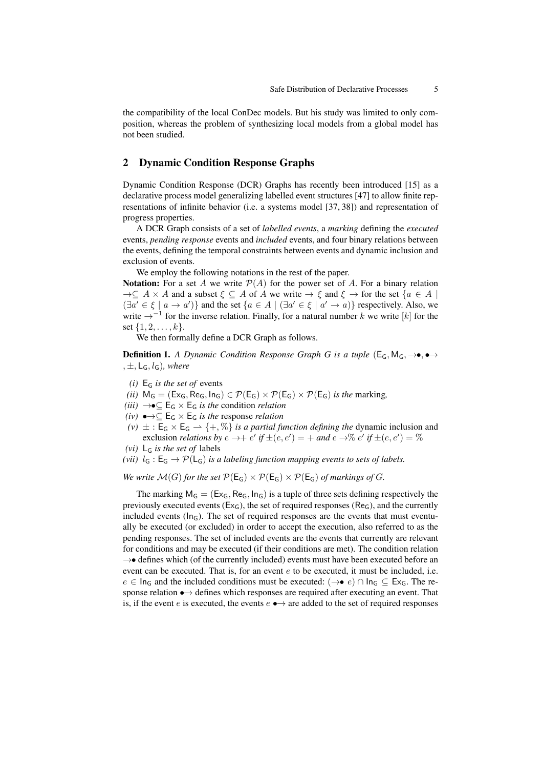the compatibility of the local ConDec models. But his study was limited to only composition, whereas the problem of synthesizing local models from a global model has not been studied.

## 2 Dynamic Condition Response Graphs

Dynamic Condition Response (DCR) Graphs has recently been introduced [15] as a declarative process model generalizing labelled event structures [47] to allow finite representations of infinite behavior (i.e. a systems model [37, 38]) and representation of progress properties.

A DCR Graph consists of a set of *labelled events*, a *marking* defining the *executed* events, *pending response* events and *included* events, and four binary relations between the events, defining the temporal constraints between events and dynamic inclusion and exclusion of events.

We employ the following notations in the rest of the paper.

**Notation:** For a set $A$ we write $\mathcal{P}(A)$ for the power set of $A$. For a binary relation $\rightarrow \subseteq A \times A$ and a subset $\xi \subseteq A$ of $A$ we write $\rightarrow \xi$ and $\xi \rightarrow$ for the set $\{a \in A \mid (\exists a' \in \xi \mid a \rightarrow a')\}$ and the set $\{a \in A \mid (\exists a' \in \xi \mid a' \rightarrow a)\}$ respectively. Also, we write $\rightarrow^{-1}$ for the inverse relation. Finally, for a natural number $k$ we write $[k]$ for the set $\{1, 2, \ldots, k\}$.

We then formally define a DCR Graph as follows.

**Definition 1.** *A Dynamic Condition Response Graph G is a tuple* $(\mathsf{E}_\mathsf{G}, \mathsf{M}_\mathsf{G}, \rightarrow\!\bullet, \bullet\!\rightarrow, \pm, \mathsf{L}_\mathsf{G}, l_\mathsf{G})$*, where*

- *(i)* $\mathsf{E}_\mathsf{G}$ *is the set of* events
- *(ii)* $\mathsf{M}_\mathsf{G} = (\mathsf{Ex}_\mathsf{G}, \mathsf{Re}_\mathsf{G}, \mathsf{In}_\mathsf{G}) \in \mathcal{P}(\mathsf{E}_\mathsf{G}) \times \mathcal{P}(\mathsf{E}_\mathsf{G}) \times \mathcal{P}(\mathsf{E}_\mathsf{G})$ *is the* marking*,*
- *(iii)* $\rightarrow\!\bullet \subseteq \mathsf{E}_\mathsf{G} \times \mathsf{E}_\mathsf{G}$ *is the* condition *relation*
- *(iv)* $\bullet\!\rightarrow \subseteq \mathsf{E}_\mathsf{G} \times \mathsf{E}_\mathsf{G}$ *is the* response *relation*
- *(v)* $\pm : \mathsf{E}_\mathsf{G} \times \mathsf{E}_\mathsf{G} \rightharpoonup \{+, \%\}$ *is a partial function defining the* dynamic inclusion and exclusion *relations by* $e \rightarrow\!+\, e'$ *if* $\pm(e, e') = +$ *and* $e \rightarrow\!\%\, e'$ *if* $\pm(e, e') = \%$
- *(vi)* $\mathsf{L}_\mathsf{G}$ *is the set of* labels
- *(vii)* $l_\mathsf{G} : \mathsf{E}_\mathsf{G} \rightarrow \mathcal{P}(\mathsf{L}_\mathsf{G})$ *is a labeling function mapping events to sets of labels.*

*We write* $\mathcal{M}(G)$ *for the set* $\mathcal{P}(\mathsf{E}_\mathsf{G}) \times \mathcal{P}(\mathsf{E}_\mathsf{G}) \times \mathcal{P}(\mathsf{E}_\mathsf{G})$ *of markings of* $G$*.*

The marking $\mathsf{M}_\mathsf{G} = (\mathsf{Ex}_\mathsf{G}, \mathsf{Re}_\mathsf{G}, \mathsf{In}_\mathsf{G})$ is a tuple of three sets defining respectively the previously executed events ($\mathsf{Ex}_\mathsf{G}$), the set of required responses ($\mathsf{Re}_\mathsf{G}$), and the currently included events ($\mathsf{In}_\mathsf{G}$). The set of required responses are the events that must eventually be executed (or excluded) in order to accept the execution, also referred to as the pending responses. The set of included events are the events that currently are relevant for conditions and may be executed (if their conditions are met). The condition relation $\rightarrow\!\bullet$ defines which (of the currently included) events must have been executed before an event can be executed. That is, for an event $e$ to be executed, it must be included, i.e. $e \in \mathsf{In}_\mathsf{G}$ and the included conditions must be executed: $(\rightarrow\!\bullet\, e) \cap \mathsf{In}_\mathsf{G} \subseteq \mathsf{Ex}_\mathsf{G}$. The response relation $\bullet\!\rightarrow$ defines which responses are required after executing an event. That is, if the event $e$ is executed, the events $e \bullet\!\rightarrow$ are added to the set of required responses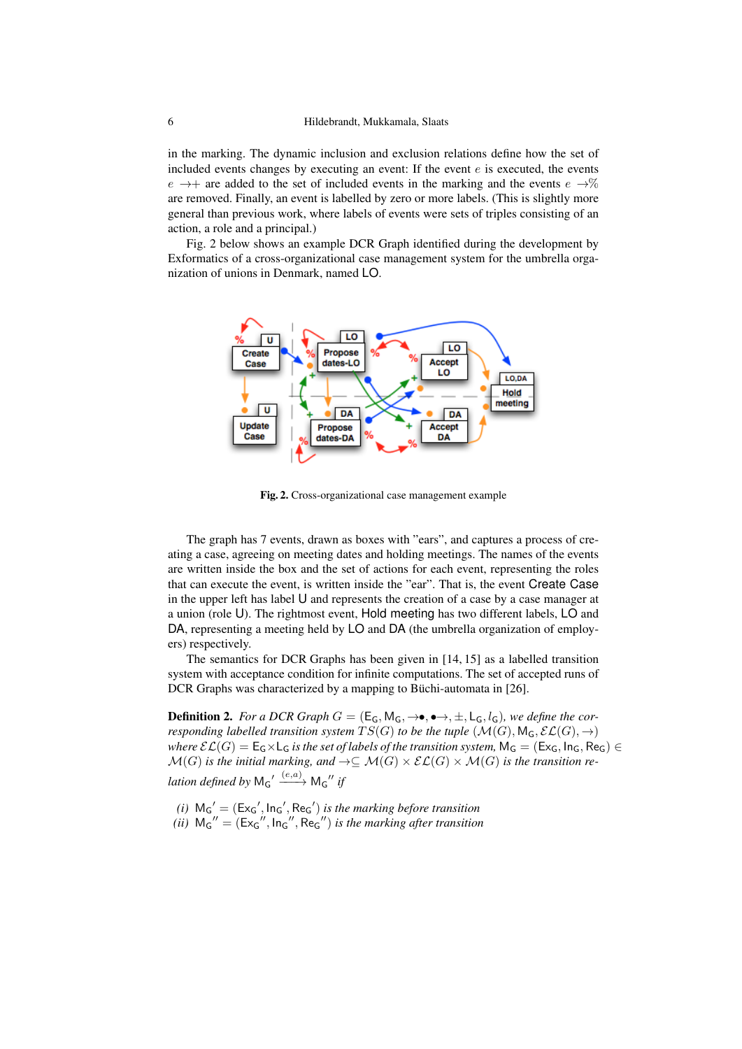in the marking. The dynamic inclusion and exclusion relations define how the set of included events changes by executing an event: If the event $e$ is executed, the events $e \rightarrow+$ are added to the set of included events in the marking and the events $e \rightarrow\%$ are removed. Finally, an event is labelled by zero or more labels. (This is slightly more general than previous work, where labels of events were sets of triples consisting of an action, a role and a principal.)

Fig. 2 below shows an example DCR Graph identified during the development by Exformatics of a cross-organizational case management system for the umbrella organization of unions in Denmark, named LO.

Fig. 2. Cross-organizational case management example

The graph has 7 events, drawn as boxes with "ears", and captures a process of creating a case, agreeing on meeting dates and holding meetings. The names of the events are written inside the box and the set of actions for each event, representing the roles that can execute the event, is written inside the "ear". That is, the event Create Case in the upper left has label U and represents the creation of a case by a case manager at a union (role U). The rightmost event, Hold meeting has two different labels, LO and DA, representing a meeting held by LO and DA (the umbrella organization of employers) respectively.

The semantics for DCR Graphs has been given in [14, 15] as a labelled transition system with acceptance condition for infinite computations. The set of accepted runs of DCR Graphs was characterized by a mapping to Büchi-automata in [26].

**Definition 2.** *For a DCR Graph $G = (\mathsf{E_G}, \mathsf{M_G}, \rightarrow\bullet, \bullet\rightarrow, \pm, \mathsf{L_G}, l_\mathsf{G})$, we define the corresponding labelled transition system $TS(G)$ to be the tuple $(\mathcal{M}(G), \mathsf{M_G}, \mathcal{EL}(G), \rightarrow)$ where $\mathcal{EL}(G) = \mathsf{E_G} \times \mathsf{L_G}$ is the set of labels of the transition system, $\mathsf{M_G} = (\mathsf{Ex_G}, \mathsf{In_G}, \mathsf{Re_G}) \in \mathcal{M}(G)$ is the initial marking, and $\rightarrow \subseteq \mathcal{M}(G) \times \mathcal{EL}(G) \times \mathcal{M}(G)$ is the transition relation defined by $\mathsf{M_G}' \xrightarrow{(e,a)} \mathsf{M_G}''$ if*

*(i)* $\mathsf{M_G}' = (\mathsf{Ex_G}', \mathsf{In_G}', \mathsf{Re_G}')$ *is the marking before transition*
*(ii)* $\mathsf{M_G}'' = (\mathsf{Ex_G}'', \mathsf{In_G}'', \mathsf{Re_G}'')$ *is the marking after transition*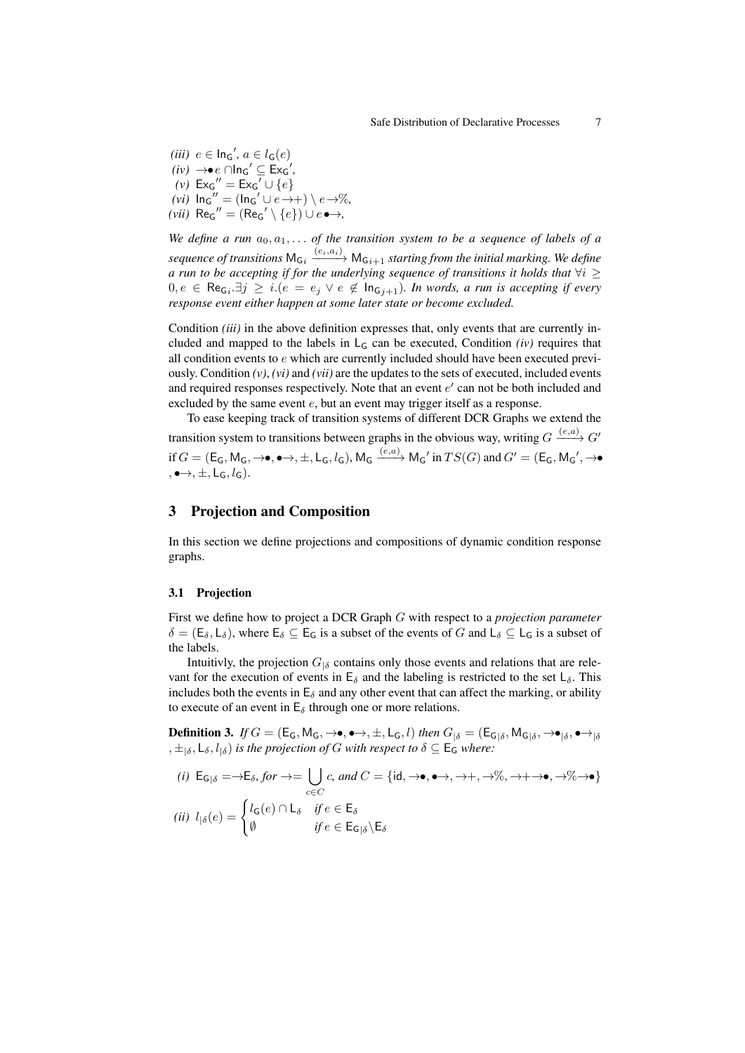*(iii)* $e \in \mathsf{In_G}'$, $a \in l_\mathsf{G}(e)$

*(iv)* $\rightarrow\!\bullet\, e \cap \mathsf{In_G}' \subseteq \mathsf{Ex_G}'$,

*(v)* $\mathsf{Ex_G}'' = \mathsf{Ex_G}' \cup \{e\}$

*(vi)* $\mathsf{In_G}'' = (\mathsf{In_G}' \cup e\!\rightarrow\!+) \setminus e\!\rightarrow\!\%$,

*(vii)* $\mathsf{Re_G}'' = (\mathsf{Re_G}' \setminus \{e\}) \cup e\!\bullet\!\!\rightarrow$,

*We define a run $a_0, a_1, \ldots$ of the transition system to be a sequence of labels of a sequence of transitions $\mathsf{M}_{\mathsf{G}i} \xrightarrow{(e_i,a_i)} \mathsf{M}_{\mathsf{G}i+1}$ starting from the initial marking. We define a run to be accepting if for the underlying sequence of transitions it holds that $\forall i \geq 0, e \in \mathsf{Re}_{\mathsf{G}i}.\exists j \geq i.(e = e_j \vee e \notin \mathsf{In}_{\mathsf{G}j+1})$. In words, a run is accepting if every response event either happen at some later state or become excluded.*

Condition *(iii)* in the above definition expresses that, only events that are currently included and mapped to the labels in $\mathsf{L_G}$ can be executed, Condition *(iv)* requires that all condition events to $e$ which are currently included should have been executed previously. Condition *(v)*, *(vi)* and *(vii)* are the updates to the sets of executed, included events and required responses respectively. Note that an event $e'$ can not be both included and excluded by the same event $e$, but an event may trigger itself as a response.

To ease keeping track of transition systems of different DCR Graphs we extend the transition system to transitions between graphs in the obvious way, writing $G \xrightarrow{(e,a)} G'$ if $G = (\mathsf{E_G}, \mathsf{M_G}, \rightarrow\!\bullet, \bullet\!\!\rightarrow, \pm, \mathsf{L_G}, l_\mathsf{G})$, $\mathsf{M_G} \xrightarrow{(e,a)} \mathsf{M_G}'$ in $TS(G)$ and $G' = (\mathsf{E_G}, \mathsf{M_G}', \rightarrow\!\bullet, \bullet\!\!\rightarrow, \pm, \mathsf{L_G}, l_\mathsf{G})$.

## 3 Projection and Composition

In this section we define projections and compositions of dynamic condition response graphs.

### 3.1 Projection

First we define how to project a DCR Graph $G$ with respect to a *projection parameter* $\delta = (\mathsf{E}_\delta, \mathsf{L}_\delta)$, where $\mathsf{E}_\delta \subseteq \mathsf{E_G}$ is a subset of the events of $G$ and $\mathsf{L}_\delta \subseteq \mathsf{L_G}$ is a subset of the labels.

Intuitivly, the projection $G_{|\delta}$ contains only those events and relations that are relevant for the execution of events in $\mathsf{E}_\delta$ and the labeling is restricted to the set $\mathsf{L}_\delta$. This includes both the events in $\mathsf{E}_\delta$ and any other event that can affect the marking, or ability to execute of an event in $\mathsf{E}_\delta$ through one or more relations.

**Definition 3.** *If $G = (\mathsf{E_G}, \mathsf{M_G}, \rightarrow\!\bullet, \bullet\!\!\rightarrow, \pm, \mathsf{L_G}, l)$ then $G_{|\delta} = (\mathsf{E}_{\mathsf{G}|\delta}, \mathsf{M}_{\mathsf{G}|\delta}, \rightarrow\!\bullet_{|\delta}, \bullet\!\!\rightarrow_{|\delta}, \pm_{|\delta}, \mathsf{L}_\delta, l_{|\delta})$ is the projection of $G$ with respect to $\delta \subseteq \mathsf{E_G}$ where:*

*(i)* $\mathsf{E}_{\mathsf{G}|\delta} = \rightarrow\!\mathsf{E}_\delta$, *for* $\rightarrow = \bigcup_{c \in C} c$, *and* $C = \{\mathsf{id}, \rightarrow\!\bullet, \bullet\!\!\rightarrow, \rightarrow\!+, \rightarrow\!\%, \rightarrow\!+\!\rightarrow\!\bullet, \rightarrow\!\%\!\rightarrow\!\bullet\}$

*(ii)* $l_{|\delta}(e) = \begin{cases} l_\mathsf{G}(e) \cap \mathsf{L}_\delta & \textit{if } e \in \mathsf{E}_\delta \\ \emptyset & \textit{if } e \in \mathsf{E}_{\mathsf{G}|\delta} \backslash \mathsf{E}_\delta \end{cases}$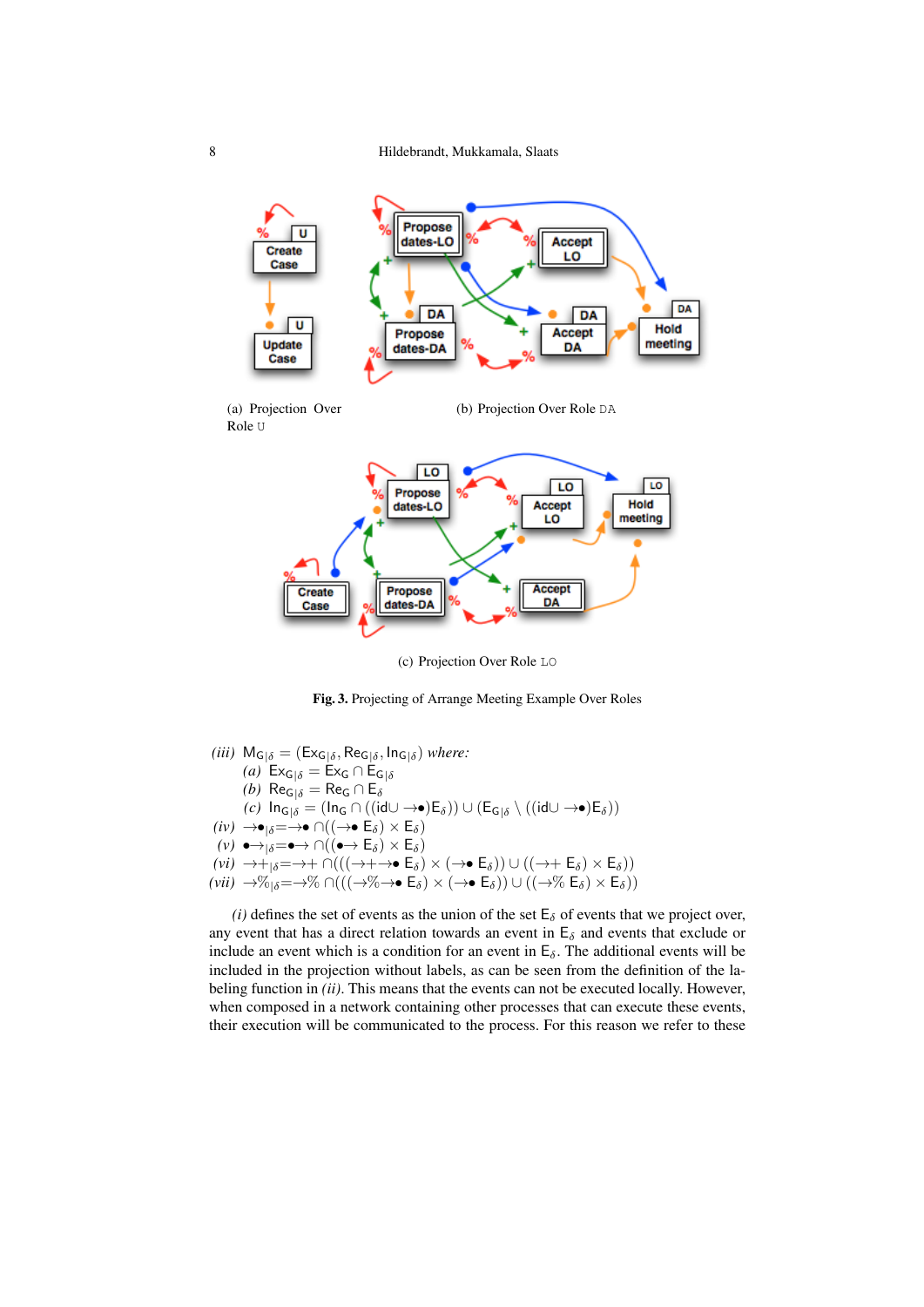(a) Projection Over Role U

(b) Projection Over Role DA

(c) Projection Over Role LO

**Fig. 3.** Projecting of Arrange Meeting Example Over Roles

*(iii)* $\mathsf{M}_{\mathsf{G}|\delta} = (\mathsf{Ex}_{\mathsf{G}|\delta}, \mathsf{Re}_{\mathsf{G}|\delta}, \mathsf{In}_{\mathsf{G}|\delta})$ *where:*

  *(a)* $\mathsf{Ex}_{\mathsf{G}|\delta} = \mathsf{Ex}_{\mathsf{G}} \cap \mathsf{E}_{\mathsf{G}|\delta}$

  *(b)* $\mathsf{Re}_{\mathsf{G}|\delta} = \mathsf{Re}_{\mathsf{G}} \cap \mathsf{E}_{\delta}$

  *(c)* $\mathsf{In}_{\mathsf{G}|\delta} = (\mathsf{In}_{\mathsf{G}} \cap ((\mathrm{id} \cup \rightarrow\!\bullet)\mathsf{E}_{\delta})) \cup (\mathsf{E}_{\mathsf{G}|\delta} \setminus ((\mathrm{id} \cup \rightarrow\!\bullet)\mathsf{E}_{\delta}))$

*(iv)* $\rightarrow\!\bullet_{|\delta} = \rightarrow\!\bullet \cap ((\rightarrow\!\bullet\ \mathsf{E}_{\delta}) \times \mathsf{E}_{\delta})$

*(v)* $\bullet\!\rightarrow_{|\delta} = \bullet\!\rightarrow \cap ((\bullet\!\rightarrow\ \mathsf{E}_{\delta}) \times \mathsf{E}_{\delta})$

*(vi)* $\rightarrow\!+_{|\delta} = \rightarrow\!+ \cap (((\rightarrow\!+\rightarrow\!\bullet\ \mathsf{E}_{\delta}) \times (\rightarrow\!\bullet\ \mathsf{E}_{\delta})) \cup ((\rightarrow\!+\ \mathsf{E}_{\delta}) \times \mathsf{E}_{\delta}))$

*(vii)* $\rightarrow\!\%_{|\delta} = \rightarrow\!\% \cap (((\rightarrow\!\%\rightarrow\!\bullet\ \mathsf{E}_{\delta}) \times (\rightarrow\!\bullet\ \mathsf{E}_{\delta})) \cup ((\rightarrow\!\%\ \mathsf{E}_{\delta}) \times \mathsf{E}_{\delta}))$

*(i)* defines the set of events as the union of the set $\mathsf{E}_{\delta}$ of events that we project over, any event that has a direct relation towards an event in $\mathsf{E}_{\delta}$ and events that exclude or include an event which is a condition for an event in $\mathsf{E}_{\delta}$. The additional events will be included in the projection without labels, as can be seen from the definition of the labeling function in *(ii)*. This means that the events can not be executed locally. However, when composed in a network containing other processes that can execute these events, their execution will be communicated to the process. For this reason we refer to these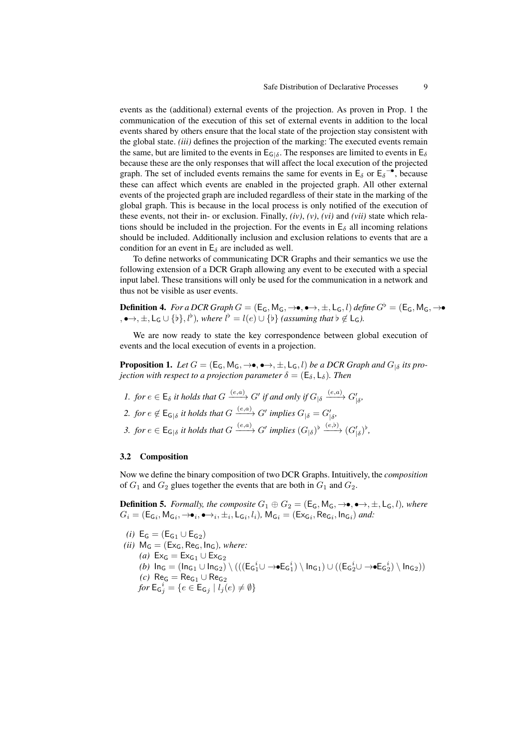events as the (additional) external events of the projection. As proven in Prop. 1 the communication of the execution of this set of external events in addition to the local events shared by others ensure that the local state of the projection stay consistent with the global state. *(iii)* defines the projection of the marking: The executed events remain the same, but are limited to the events in $\mathsf{E}_{\mathsf{G}|\delta}$. The responses are limited to events in $\mathsf{E}_\delta$ because these are the only responses that will affect the local execution of the projected graph. The set of included events remains the same for events in $\mathsf{E}_\delta$ or $\mathsf{E}_\delta{}^{\to\bullet}$, because these can affect which events are enabled in the projected graph. All other external events of the projected graph are included regardless of their state in the marking of the global graph. This is because in the local process is only notified of the execution of these events, not their in- or exclusion. Finally, *(iv)*, *(v)*, *(vi)* and *(vii)* state which relations should be included in the projection. For the events in $\mathsf{E}_\delta$ all incoming relations should be included. Additionally inclusion and exclusion relations to events that are a condition for an event in $\mathsf{E}_\delta$ are included as well.

To define networks of communicating DCR Graphs and their semantics we use the following extension of a DCR Graph allowing any event to be executed with a special input label. These transitions will only be used for the communication in a network and thus not be visible as user events.

**Definition 4.** *For a DCR Graph $G = (\mathsf{E}_\mathsf{G}, \mathsf{M}_\mathsf{G}, \to\bullet, \bullet\to, \pm, \mathsf{L}_\mathsf{G}, l)$ define $G^\flat = (\mathsf{E}_\mathsf{G}, \mathsf{M}_\mathsf{G}, \to\bullet, \bullet\to, \pm, \mathsf{L}_\mathsf{G} \cup \{\flat\}, l^\flat)$, where $l^\flat = l(e) \cup \{\flat\}$ (assuming that $\flat \notin \mathsf{L}_\mathsf{G}$).*

We are now ready to state the key correspondence between global execution of events and the local execution of events in a projection.

**Proposition 1.** *Let $G = (\mathsf{E}_\mathsf{G}, \mathsf{M}_\mathsf{G}, \to\bullet, \bullet\to, \pm, \mathsf{L}_\mathsf{G}, l)$ be a DCR Graph and $G_{|\delta}$ its projection with respect to a projection parameter $\delta = (\mathsf{E}_\delta, \mathsf{L}_\delta)$. Then*

1. *for $e \in \mathsf{E}_\delta$ it holds that $G \xrightarrow{(e,a)} G'$ if and only if $G_{|\delta} \xrightarrow{(e,a)} G'_{|\delta}$,*
2. *for $e \notin \mathsf{E}_{\mathsf{G}|\delta}$ it holds that $G \xrightarrow{(e,a)} G'$ implies $G_{|\delta} = G'_{|\delta}$,*
3. *for $e \in \mathsf{E}_{\mathsf{G}|\delta}$ it holds that $G \xrightarrow{(e,a)} G'$ implies $(G_{|\delta})^\flat \xrightarrow{(e,\flat)} (G'_{|\delta})^\flat$,*

### 3.2 Composition

Now we define the binary composition of two DCR Graphs. Intuitively, the *composition* of $G_1$ and $G_2$ glues together the events that are both in $G_1$ and $G_2$.

**Definition 5.** *Formally, the composite $G_1 \oplus G_2 = (\mathsf{E}_\mathsf{G}, \mathsf{M}_\mathsf{G}, \to\bullet, \bullet\to, \pm, \mathsf{L}_\mathsf{G}, l)$, where $G_i = (\mathsf{E}_{\mathsf{G}i}, \mathsf{M}_{\mathsf{G}i}, \to\bullet_i, \bullet\to_i, \pm_i, \mathsf{L}_{\mathsf{G}i}, l_i)$, $\mathsf{M}_{\mathsf{G}i} = (\mathsf{Ex}_{\mathsf{G}i}, \mathsf{Re}_{\mathsf{G}i}, \mathsf{In}_{\mathsf{G}i})$ and:*

- *(i)* $\mathsf{E}_\mathsf{G} = (\mathsf{E}_{\mathsf{G}1} \cup \mathsf{E}_{\mathsf{G}2})$
- *(ii)* $\mathsf{M}_\mathsf{G} = (\mathsf{Ex}_\mathsf{G}, \mathsf{Re}_\mathsf{G}, \mathsf{In}_\mathsf{G})$*, where:*
  - *(a)* $\mathsf{Ex}_\mathsf{G} = \mathsf{Ex}_{\mathsf{G}1} \cup \mathsf{Ex}_{\mathsf{G}2}$
  - *(b)* $\mathsf{In}_\mathsf{G} = (\mathsf{In}_{\mathsf{G}1} \cup \mathsf{In}_{\mathsf{G}2}) \setminus (((\mathsf{E}_{\mathsf{G}1}^i \cup \to\bullet \mathsf{E}_{\mathsf{G}1}^i) \setminus \mathsf{In}_{\mathsf{G}1}) \cup ((\mathsf{E}_{\mathsf{G}2}^i \cup \to\bullet \mathsf{E}_{\mathsf{G}2}^i) \setminus \mathsf{In}_{\mathsf{G}2}))$
  - *(c)* $\mathsf{Re}_\mathsf{G} = \mathsf{Re}_{\mathsf{G}1} \cup \mathsf{Re}_{\mathsf{G}2}$

  *for* $\mathsf{E}_{\mathsf{G}j}^i = \{e \in \mathsf{E}_{\mathsf{G}j} \mid l_j(e) \neq \emptyset\}$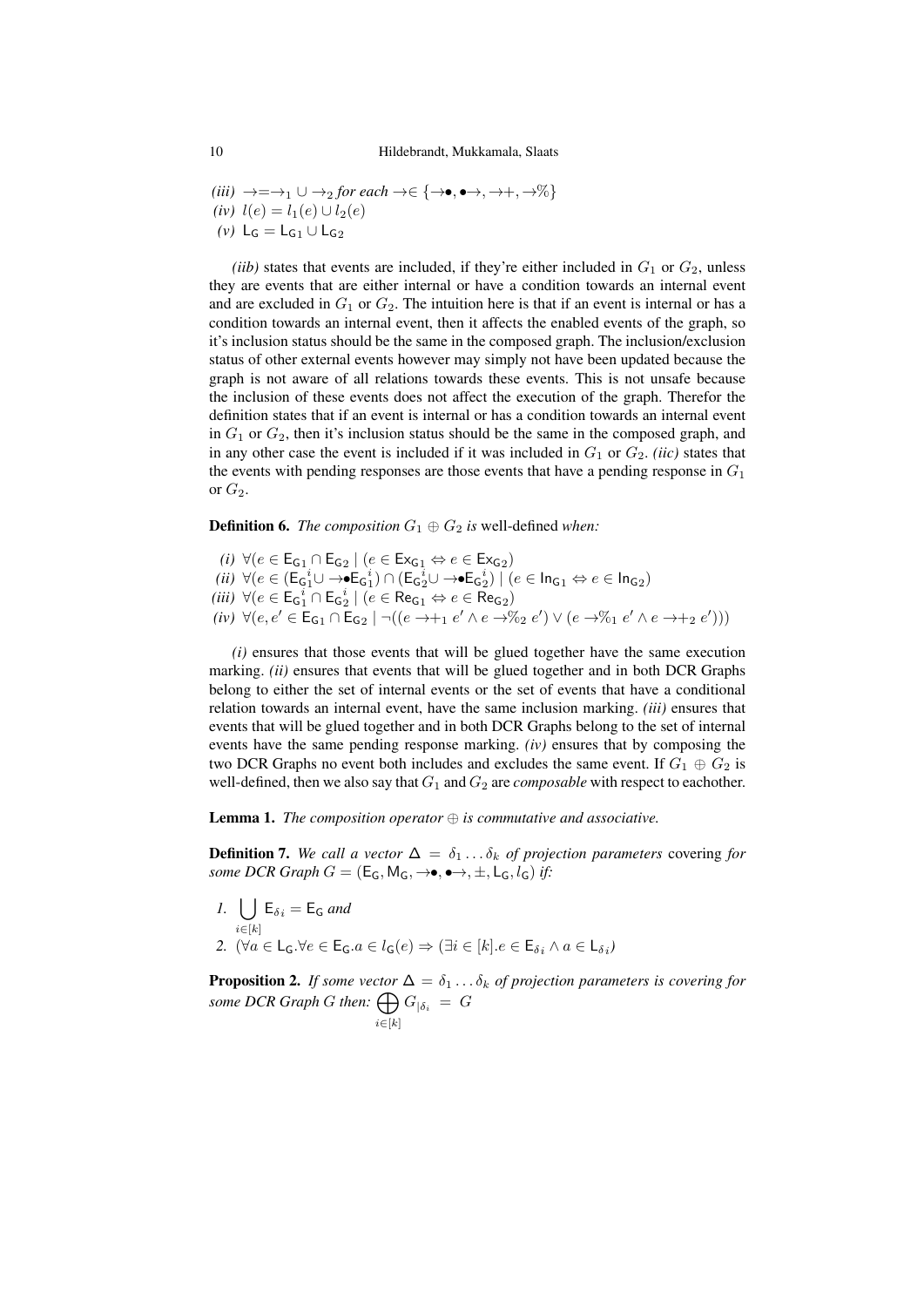*(iii)* $\rightarrow = \rightarrow_1 \cup \rightarrow_2$ *for each* $\rightarrow \in \{\rightarrow\bullet, \bullet\rightarrow, \rightarrow+, \rightarrow\%\}$
*(iv)* $l(e) = l_1(e) \cup l_2(e)$
*(v)* $\mathsf{L_G} = \mathsf{L_{G1}} \cup \mathsf{L_{G2}}$

*(iib)* states that events are included, if they're either included in $G_1$ or $G_2$, unless they are events that are either internal or have a condition towards an internal event and are excluded in $G_1$ or $G_2$. The intuition here is that if an event is internal or has a condition towards an internal event, then it affects the enabled events of the graph, so it's inclusion status should be the same in the composed graph. The inclusion/exclusion status of other external events however may simply not have been updated because the graph is not aware of all relations towards these events. This is not unsafe because the inclusion of these events does not affect the execution of the graph. Therefor the definition states that if an event is internal or has a condition towards an internal event in $G_1$ or $G_2$, then it's inclusion status should be the same in the composed graph, and in any other case the event is included if it was included in $G_1$ or $G_2$. *(iic)* states that the events with pending responses are those events that have a pending response in $G_1$ or $G_2$.

**Definition 6.** *The composition* $G_1 \oplus G_2$ *is* well-defined *when:*

*(i)* $\forall (e \in \mathsf{E_{G_1}} \cap \mathsf{E_{G_2}} \mid (e \in \mathsf{Ex_{G_1}} \Leftrightarrow e \in \mathsf{Ex_{G_2}})$
*(ii)* $\forall (e \in (\mathsf{E_{G_1}^{\,i}} \cup \rightarrow\bullet \mathsf{E_{G_1}^{\,i}}) \cap (\mathsf{E_{G_2}^{\,i}} \cup \rightarrow\bullet \mathsf{E_{G_2}^{\,i}}) \mid (e \in \mathsf{In_{G_1}} \Leftrightarrow e \in \mathsf{In_{G_2}})$
*(iii)* $\forall (e \in \mathsf{E_{G_1}^{\,i}} \cap \mathsf{E_{G_2}^{\,i}} \mid (e \in \mathsf{Re_{G_1}} \Leftrightarrow e \in \mathsf{Re_{G_2}})$
*(iv)* $\forall (e, e' \in \mathsf{E_{G_1}} \cap \mathsf{E_{G_2}} \mid \neg((e \rightarrow+_1 e' \wedge e \rightarrow\%_2 e') \vee (e \rightarrow\%_1 e' \wedge e \rightarrow+_2 e')))$

*(i)* ensures that those events that will be glued together have the same execution marking. *(ii)* ensures that events that will be glued together and in both DCR Graphs belong to either the set of internal events or the set of events that have a conditional relation towards an internal event, have the same inclusion marking. *(iii)* ensures that events that will be glued together and in both DCR Graphs belong to the set of internal events have the same pending response marking. *(iv)* ensures that by composing the two DCR Graphs no event both includes and excludes the same event. If $G_1 \oplus G_2$ is well-defined, then we also say that $G_1$ and $G_2$ are *composable* with respect to eachother.

**Lemma 1.** *The composition operator* $\oplus$ *is commutative and associative.*

**Definition 7.** *We call a vector* $\Delta = \delta_1 \ldots \delta_k$ *of projection parameters* covering *for some DCR Graph* $G = (\mathsf{E_G}, \mathsf{M_G}, \rightarrow\bullet, \bullet\rightarrow, \pm, \mathsf{L_G}, l_\mathsf{G})$ *if:*

1. $\bigcup_{i \in [k]} \mathsf{E}_{\delta_i} = \mathsf{E_G}$ *and*
2. $(\forall a \in \mathsf{L_G}. \forall e \in \mathsf{E_G}. a \in l_\mathsf{G}(e) \Rightarrow (\exists i \in [k]. e \in \mathsf{E}_{\delta_i} \wedge a \in \mathsf{L}_{\delta_i})$

**Proposition 2.** *If some vector* $\Delta = \delta_1 \ldots \delta_k$ *of projection parameters is covering for some DCR Graph* $G$ *then:* $\bigoplus_{i \in [k]} G_{|\delta_i} = G$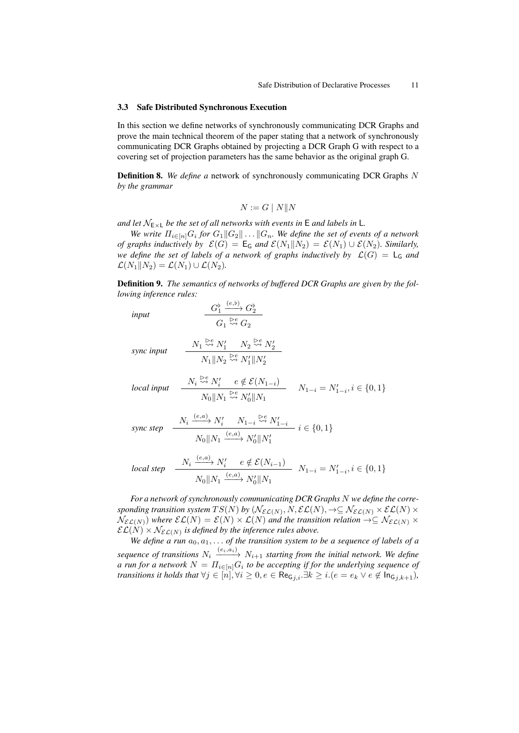### 3.3 Safe Distributed Synchronous Execution

In this section we define networks of synchronously communicating DCR Graphs and prove the main technical theorem of the paper stating that a network of synchronously communicating DCR Graphs obtained by projecting a DCR Graph G with respect to a covering set of projection parameters has the same behavior as the original graph G.

**Definition 8.** *We define a* network of synchronously communicating DCR Graphs $N$ *by the grammar*

$$N := G \mid N \| N$$

*and let $\mathcal{N}_{\mathsf{E}\times\mathsf{L}}$ be the set of all networks with events in* $\mathsf{E}$ *and labels in* $\mathsf{L}$*.*

*We write $\Pi_{i\in[n]}G_i$ for $G_1 \| G_2 \| \dots \| G_n$. We define the set of events of a network of graphs inductively by $\mathcal{E}(G) = \mathsf{E}_\mathsf{G}$ and $\mathcal{E}(N_1 \| N_2) = \mathcal{E}(N_1) \cup \mathcal{E}(N_2)$. Similarly, we define the set of labels of a network of graphs inductively by $\mathcal{L}(G) = \mathsf{L}_\mathsf{G}$ and $\mathcal{L}(N_1 \| N_2) = \mathcal{L}(N_1) \cup \mathcal{L}(N_2)$.*

**Definition 9.** *The semantics of networks of buffered DCR Graphs are given by the following inference rules:*

*input*
$$\frac{G_1^\flat \xrightarrow{(e,\flat)} G_2^\flat}{G_1 \overset{\triangleright e}{\rightsquigarrow} G_2}$$

*sync input*
$$\frac{N_1 \overset{\triangleright e}{\rightsquigarrow} N_1' \quad N_2 \overset{\triangleright e}{\rightsquigarrow} N_2'}{N_1 \| N_2 \overset{\triangleright e}{\rightsquigarrow} N_1' \| N_2'}$$

*local input*
$$\frac{N_i \overset{\triangleright e}{\rightsquigarrow} N_i' \quad e \notin \mathcal{E}(N_{1-i})}{N_0 \| N_1 \overset{\triangleright e}{\rightsquigarrow} N_0' \| N_1} \quad N_{1-i} = N_{1-i}', i \in \{0,1\}$$

*sync step*
$$\frac{N_i \xrightarrow{(e,a)} N_i' \quad N_{1-i} \overset{\triangleright e}{\rightsquigarrow} N_{1-i}'}{N_0 \| N_1 \xrightarrow{(e,a)} N_0' \| N_1'} \; i \in \{0,1\}$$

*local step*
$$\frac{N_i \xrightarrow{(e,a)} N_i' \quad e \notin \mathcal{E}(N_{i-1})}{N_0 \| N_1 \xrightarrow{(e,a)} N_0' \| N_1} \quad N_{1-i} = N_{1-i}', i \in \{0,1\}$$

*For a network of synchronously communicating DCR Graphs $N$ we define the corresponding transition system $TS(N)$ by $(\mathcal{N}_{\mathcal{EL}(N)}, N, \mathcal{EL}(N), \rightarrow \subseteq \mathcal{N}_{\mathcal{EL}(N)} \times \mathcal{EL}(N) \times \mathcal{N}_{\mathcal{EL}(N)})$ where $\mathcal{EL}(N) = \mathcal{E}(N) \times \mathcal{L}(N)$ and the transition relation $\rightarrow \subseteq \mathcal{N}_{\mathcal{EL}(N)} \times \mathcal{EL}(N) \times \mathcal{N}_{\mathcal{EL}(N)}$ is defined by the inference rules above.*

*We define a run $a_0, a_1, \dots$ of the transition system to be a sequence of labels of a sequence of transitions $N_i \xrightarrow{(e_i,a_i)} N_{i+1}$ starting from the initial network. We define a run for a network $N = \Pi_{i\in[n]}G_i$ to be accepting if for the underlying sequence of transitions it holds that $\forall j \in [n], \forall i \geq 0, e \in \mathsf{Re}_{\mathsf{G}j,i}. \exists k \geq i.(e = e_k \vee e \notin \mathsf{In}_{\mathsf{G}j,k+1})$,*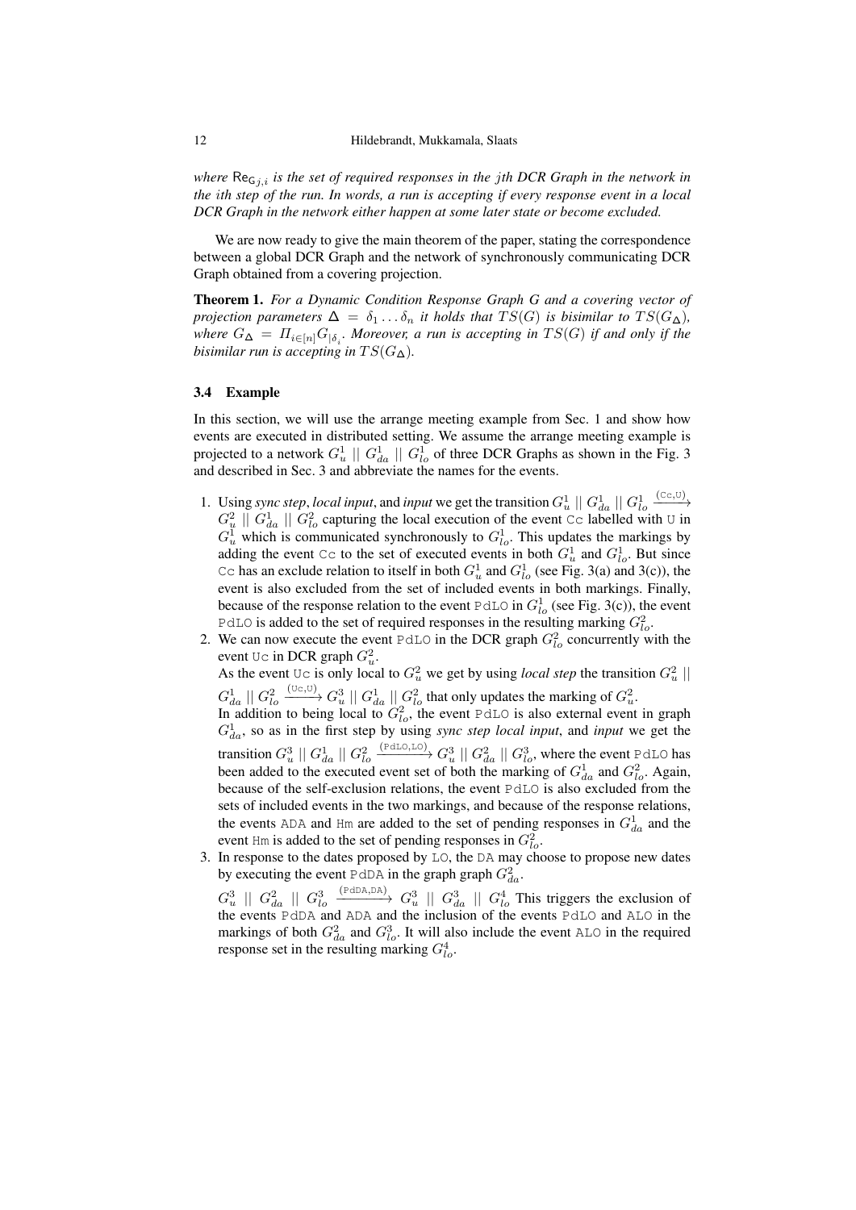*where $\mathsf{Re}_{\mathsf{G}_{j,i}}$ is the set of required responses in the $j$th DCR Graph in the network in the $i$th step of the run. In words, a run is accepting if every response event in a local DCR Graph in the network either happen at some later state or become excluded.*

We are now ready to give the main theorem of the paper, stating the correspondence between a global DCR Graph and the network of synchronously communicating DCR Graph obtained from a covering projection.

**Theorem 1.** *For a Dynamic Condition Response Graph $G$ and a covering vector of projection parameters $\mathbf{\Delta} = \delta_1 \ldots \delta_n$ it holds that $TS(G)$ is bisimilar to $TS(G_{\mathbf{\Delta}})$, where $G_{\mathbf{\Delta}} = \Pi_{i \in [n]} G_{|\delta_i}$. Moreover, a run is accepting in $TS(G)$ if and only if the bisimilar run is accepting in $TS(G_{\mathbf{\Delta}})$.*

### 3.4 Example

In this section, we will use the arrange meeting example from Sec. 1 and show how events are executed in distributed setting. We assume the arrange meeting example is projected to a network $G_u^1 \mid\mid G_{da}^1 \mid\mid G_{lo}^1$ of three DCR Graphs as shown in the Fig. 3 and described in Sec. 3 and abbreviate the names for the events.

1. Using *sync step*, *local input*, and *input* we get the transition $G_u^1 \mid\mid G_{da}^1 \mid\mid G_{lo}^1 \xrightarrow{(\texttt{Cc},\texttt{U})} G_u^2 \mid\mid G_{da}^1 \mid\mid G_{lo}^2$ capturing the local execution of the event `Cc` labelled with `U` in $G_u^1$ which is communicated synchronously to $G_{lo}^1$. This updates the markings by adding the event `Cc` to the set of executed events in both $G_u^1$ and $G_{lo}^1$. But since `Cc` has an exclude relation to itself in both $G_u^1$ and $G_{lo}^1$ (see Fig. 3(a) and 3(c)), the event is also excluded from the set of included events in both markings. Finally, because of the response relation to the event `PdLO` in $G_{lo}^1$ (see Fig. 3(c)), the event `PdLO` is added to the set of required responses in the resulting marking $G_{lo}^2$.
2. We can now execute the event `PdLO` in the DCR graph $G_{lo}^2$ concurrently with the event `Uc` in DCR graph $G_u^2$.
   As the event `Uc` is only local to $G_u^2$ we get by using *local step* the transition $G_u^2 \mid\mid G_{da}^1 \mid\mid G_{lo}^2 \xrightarrow{(\texttt{Uc},\texttt{U})} G_u^3 \mid\mid G_{da}^1 \mid\mid G_{lo}^2$ that only updates the marking of $G_u^2$.
   In addition to being local to $G_{lo}^2$, the event `PdLO` is also external event in graph $G_{da}^1$, so as in the first step by using *sync step local input*, and *input* we get the transition $G_u^3 \mid\mid G_{da}^1 \mid\mid G_{lo}^2 \xrightarrow{(\texttt{PdLO},\texttt{LO})} G_u^3 \mid\mid G_{da}^2 \mid\mid G_{lo}^3$, where the event `PdLO` has been added to the executed event set of both the marking of $G_{da}^1$ and $G_{lo}^2$. Again, because of the self-exclusion relations, the event `PdLO` is also excluded from the sets of included events in the two markings, and because of the response relations, the events `ADA` and `Hm` are added to the set of pending responses in $G_{da}^1$ and the event `Hm` is added to the set of pending responses in $G_{lo}^2$.
3. In response to the dates proposed by `LO`, the `DA` may choose to propose new dates by executing the event `PdDA` in the graph graph $G_{da}^2$.
   $G_u^3 \mid\mid G_{da}^2 \mid\mid G_{lo}^3 \xrightarrow{(\texttt{PdDA},\texttt{DA})} G_u^3 \mid\mid G_{da}^3 \mid\mid G_{lo}^4$ This triggers the exclusion of the events `PdDA` and `ADA` and the inclusion of the events `PdLO` and `ALO` in the markings of both $G_{da}^2$ and $G_{lo}^3$. It will also include the event `ALO` in the required response set in the resulting marking $G_{lo}^4$.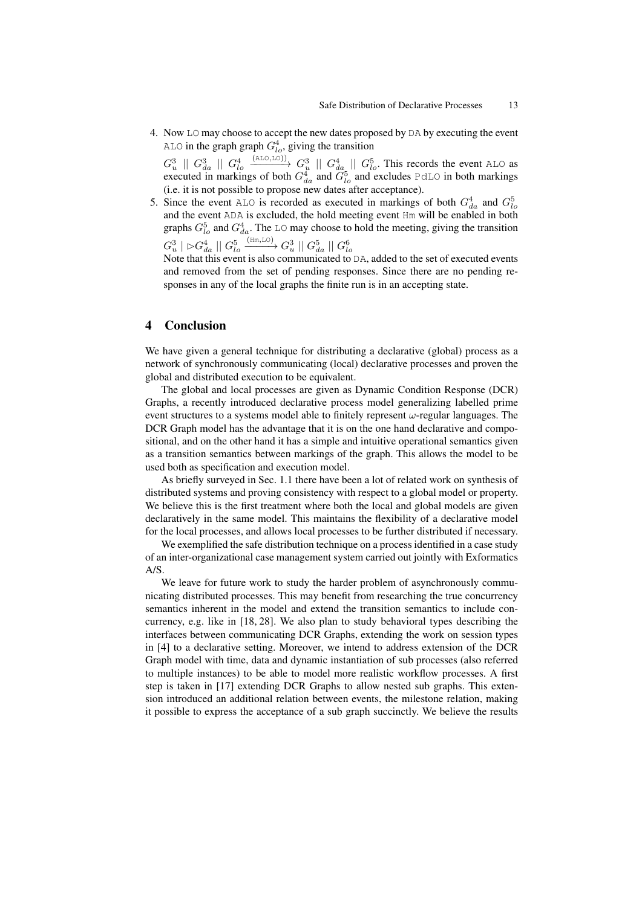4. Now LO may choose to accept the new dates proposed by DA by executing the event ALO in the graph graph $G^4_{lo}$, giving the transition

   $G^3_u \parallel G^3_{da} \parallel G^4_{lo} \xrightarrow{(\texttt{ALO},\texttt{LO}))} G^3_u \parallel G^4_{da} \parallel G^5_{lo}$. This records the event ALO as executed in markings of both $G^4_{da}$ and $G^5_{lo}$ and excludes PdLO in both markings (i.e. it is not possible to propose new dates after acceptance).
5. Since the event ALO is recorded as executed in markings of both $G^4_{da}$ and $G^5_{lo}$ and the event ADA is excluded, the hold meeting event Hm will be enabled in both graphs $G^5_{lo}$ and $G^4_{da}$. The LO may choose to hold the meeting, giving the transition $G^3_u \mid \triangleright G^4_{da} \parallel G^5_{lo} \xrightarrow{(\texttt{Hm},\texttt{LO})} G^3_u \parallel G^5_{da} \parallel G^6_{lo}$

   Note that this event is also communicated to DA, added to the set of executed events and removed from the set of pending responses. Since there are no pending responses in any of the local graphs the finite run is in an accepting state.

## 4 Conclusion

We have given a general technique for distributing a declarative (global) process as a network of synchronously communicating (local) declarative processes and proven the global and distributed execution to be equivalent.

The global and local processes are given as Dynamic Condition Response (DCR) Graphs, a recently introduced declarative process model generalizing labelled prime event structures to a systems model able to finitely represent $\omega$-regular languages. The DCR Graph model has the advantage that it is on the one hand declarative and compositional, and on the other hand it has a simple and intuitive operational semantics given as a transition semantics between markings of the graph. This allows the model to be used both as specification and execution model.

As briefly surveyed in Sec. 1.1 there have been a lot of related work on synthesis of distributed systems and proving consistency with respect to a global model or property. We believe this is the first treatment where both the local and global models are given declaratively in the same model. This maintains the flexibility of a declarative model for the local processes, and allows local processes to be further distributed if necessary.

We exemplified the safe distribution technique on a process identified in a case study of an inter-organizational case management system carried out jointly with Exformatics A/S.

We leave for future work to study the harder problem of asynchronously communicating distributed processes. This may benefit from researching the true concurrency semantics inherent in the model and extend the transition semantics to include concurrency, e.g. like in [18, 28]. We also plan to study behavioral types describing the interfaces between communicating DCR Graphs, extending the work on session types in [4] to a declarative setting. Moreover, we intend to address extension of the DCR Graph model with time, data and dynamic instantiation of sub processes (also referred to multiple instances) to be able to model more realistic workflow processes. A first step is taken in [17] extending DCR Graphs to allow nested sub graphs. This extension introduced an additional relation between events, the milestone relation, making it possible to express the acceptance of a sub graph succinctly. We believe the results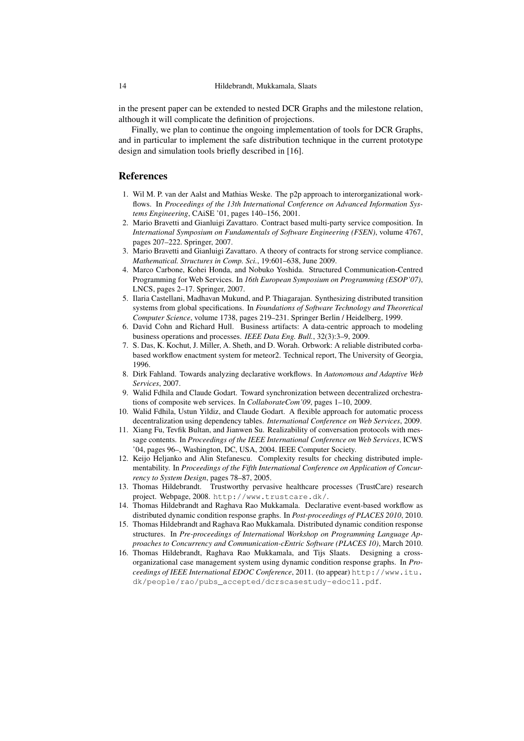in the present paper can be extended to nested DCR Graphs and the milestone relation, although it will complicate the definition of projections.

Finally, we plan to continue the ongoing implementation of tools for DCR Graphs, and in particular to implement the safe distribution technique in the current prototype design and simulation tools briefly described in [16].

## References

1. Wil M. P. van der Aalst and Mathias Weske. The p2p approach to interorganizational workflows. In *Proceedings of the 13th International Conference on Advanced Information Systems Engineering*, CAiSE '01, pages 140–156, 2001.
2. Mario Bravetti and Gianluigi Zavattaro. Contract based multi-party service composition. In *International Symposium on Fundamentals of Software Engineering (FSEN)*, volume 4767, pages 207–222. Springer, 2007.
3. Mario Bravetti and Gianluigi Zavattaro. A theory of contracts for strong service compliance. *Mathematical. Structures in Comp. Sci.*, 19:601–638, June 2009.
4. Marco Carbone, Kohei Honda, and Nobuko Yoshida. Structured Communication-Centred Programming for Web Services. In *16th European Symposium on Programming (ESOP'07)*, LNCS, pages 2–17. Springer, 2007.
5. Ilaria Castellani, Madhavan Mukund, and P. Thiagarajan. Synthesizing distributed transition systems from global specifications. In *Foundations of Software Technology and Theoretical Computer Science*, volume 1738, pages 219–231. Springer Berlin / Heidelberg, 1999.
6. David Cohn and Richard Hull. Business artifacts: A data-centric approach to modeling business operations and processes. *IEEE Data Eng. Bull.*, 32(3):3–9, 2009.
7. S. Das, K. Kochut, J. Miller, A. Sheth, and D. Worah. Orbwork: A reliable distributed corba-based workflow enactment system for meteor2. Technical report, The University of Georgia, 1996.
8. Dirk Fahland. Towards analyzing declarative workflows. In *Autonomous and Adaptive Web Services*, 2007.
9. Walid Fdhila and Claude Godart. Toward synchronization between decentralized orchestrations of composite web services. In *CollaborateCom'09*, pages 1–10, 2009.
10. Walid Fdhila, Ustun Yildiz, and Claude Godart. A flexible approach for automatic process decentralization using dependency tables. *International Conference on Web Services*, 2009.
11. Xiang Fu, Tevfik Bultan, and Jianwen Su. Realizability of conversation protocols with message contents. In *Proceedings of the IEEE International Conference on Web Services*, ICWS '04, pages 96–, Washington, DC, USA, 2004. IEEE Computer Society.
12. Keijo Heljanko and Alin Stefanescu. Complexity results for checking distributed implementability. In *Proceedings of the Fifth International Conference on Application of Concurrency to System Design*, pages 78–87, 2005.
13. Thomas Hildebrandt. Trustworthy pervasive healthcare processes (TrustCare) research project. Webpage, 2008. http://www.trustcare.dk/.
14. Thomas Hildebrandt and Raghava Rao Mukkamala. Declarative event-based workflow as distributed dynamic condition response graphs. In *Post-proceedings of PLACES 2010*, 2010.
15. Thomas Hildebrandt and Raghava Rao Mukkamala. Distributed dynamic condition response structures. In *Pre-proceedings of International Workshop on Programming Language Approaches to Concurrency and Communication-cEntric Software (PLACES 10)*, March 2010.
16. Thomas Hildebrandt, Raghava Rao Mukkamala, and Tijs Slaats. Designing a cross-organizational case management system using dynamic condition response graphs. In *Proceedings of IEEE International EDOC Conference*, 2011. (to appear) http://www.itu.dk/people/rao/pubs_accepted/dcrscasestudy-edoc11.pdf.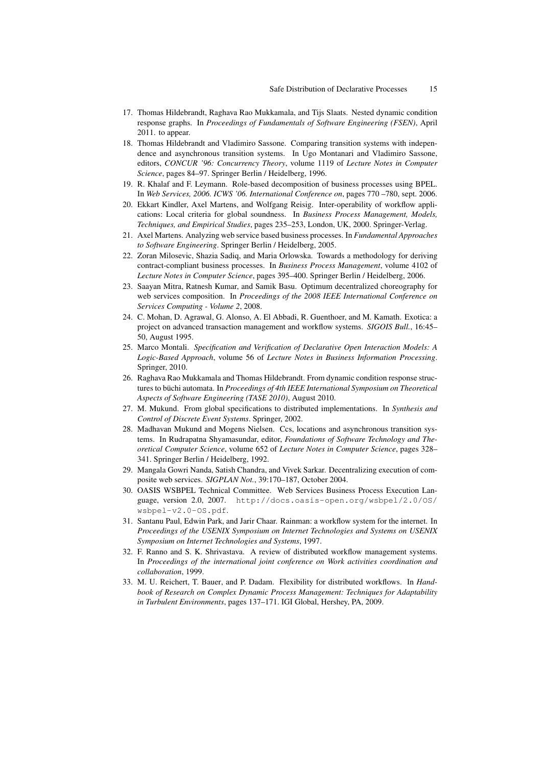17. Thomas Hildebrandt, Raghava Rao Mukkamala, and Tijs Slaats. Nested dynamic condition response graphs. In *Proceedings of Fundamentals of Software Engineering (FSEN)*, April 2011. to appear.
18. Thomas Hildebrandt and Vladimiro Sassone. Comparing transition systems with independence and asynchronous transition systems. In Ugo Montanari and Vladimiro Sassone, editors, *CONCUR '96: Concurrency Theory*, volume 1119 of *Lecture Notes in Computer Science*, pages 84–97. Springer Berlin / Heidelberg, 1996.
19. R. Khalaf and F. Leymann. Role-based decomposition of business processes using BPEL. In *Web Services, 2006. ICWS '06. International Conference on*, pages 770 –780, sept. 2006.
20. Ekkart Kindler, Axel Martens, and Wolfgang Reisig. Inter-operability of workflow applications: Local criteria for global soundness. In *Business Process Management, Models, Techniques, and Empirical Studies*, pages 235–253, London, UK, 2000. Springer-Verlag.
21. Axel Martens. Analyzing web service based business processes. In *Fundamental Approaches to Software Engineering*. Springer Berlin / Heidelberg, 2005.
22. Zoran Milosevic, Shazia Sadiq, and Maria Orlowska. Towards a methodology for deriving contract-compliant business processes. In *Business Process Management*, volume 4102 of *Lecture Notes in Computer Science*, pages 395–400. Springer Berlin / Heidelberg, 2006.
23. Saayan Mitra, Ratnesh Kumar, and Samik Basu. Optimum decentralized choreography for web services composition. In *Proceedings of the 2008 IEEE International Conference on Services Computing - Volume 2*, 2008.
24. C. Mohan, D. Agrawal, G. Alonso, A. El Abbadi, R. Guenthoer, and M. Kamath. Exotica: a project on advanced transaction management and workflow systems. *SIGOIS Bull.*, 16:45–50, August 1995.
25. Marco Montali. *Specification and Verification of Declarative Open Interaction Models: A Logic-Based Approach*, volume 56 of *Lecture Notes in Business Information Processing*. Springer, 2010.
26. Raghava Rao Mukkamala and Thomas Hildebrandt. From dynamic condition response structures to büchi automata. In *Proceedings of 4th IEEE International Symposium on Theoretical Aspects of Software Engineering (TASE 2010)*, August 2010.
27. M. Mukund. From global specifications to distributed implementations. In *Synthesis and Control of Discrete Event Systems*. Springer, 2002.
28. Madhavan Mukund and Mogens Nielsen. Ccs, locations and asynchronous transition systems. In Rudrapatna Shyamasundar, editor, *Foundations of Software Technology and Theoretical Computer Science*, volume 652 of *Lecture Notes in Computer Science*, pages 328–341. Springer Berlin / Heidelberg, 1992.
29. Mangala Gowri Nanda, Satish Chandra, and Vivek Sarkar. Decentralizing execution of composite web services. *SIGPLAN Not.*, 39:170–187, October 2004.
30. OASIS WSBPEL Technical Committee. Web Services Business Process Execution Language, version 2.0, 2007. http://docs.oasis-open.org/wsbpel/2.0/OS/wsbpel-v2.0-OS.pdf.
31. Santanu Paul, Edwin Park, and Jarir Chaar. Rainman: a workflow system for the internet. In *Proceedings of the USENIX Symposium on Internet Technologies and Systems on USENIX Symposium on Internet Technologies and Systems*, 1997.
32. F. Ranno and S. K. Shrivastava. A review of distributed workflow management systems. In *Proceedings of the international joint conference on Work activities coordination and collaboration*, 1999.
33. M. U. Reichert, T. Bauer, and P. Dadam. Flexibility for distributed workflows. In *Handbook of Research on Complex Dynamic Process Management: Techniques for Adaptability in Turbulent Environments*, pages 137–171. IGI Global, Hershey, PA, 2009.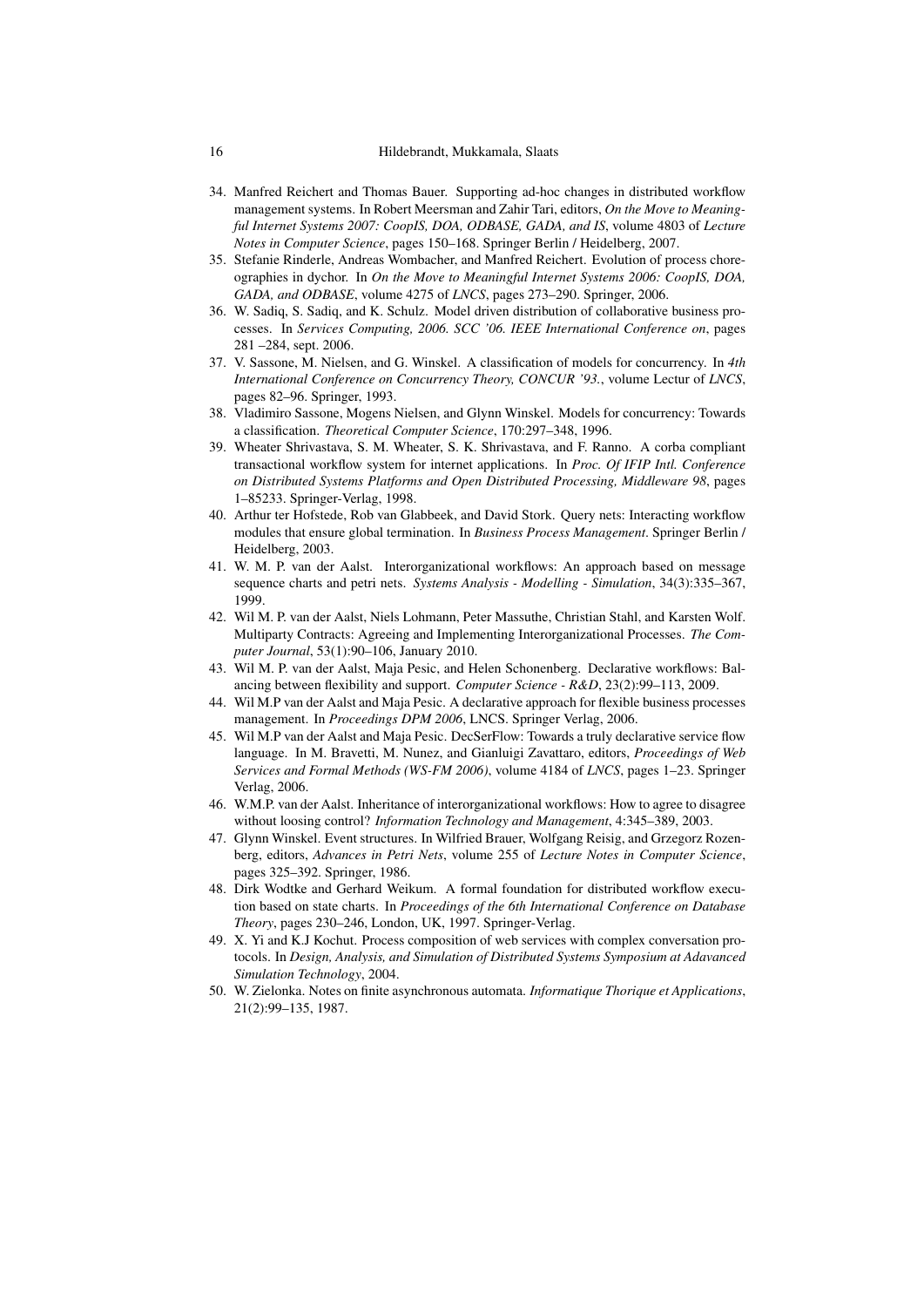34. Manfred Reichert and Thomas Bauer. Supporting ad-hoc changes in distributed workflow management systems. In Robert Meersman and Zahir Tari, editors, *On the Move to Meaningful Internet Systems 2007: CoopIS, DOA, ODBASE, GADA, and IS*, volume 4803 of *Lecture Notes in Computer Science*, pages 150–168. Springer Berlin / Heidelberg, 2007.
35. Stefanie Rinderle, Andreas Wombacher, and Manfred Reichert. Evolution of process choreographies in dychor. In *On the Move to Meaningful Internet Systems 2006: CoopIS, DOA, GADA, and ODBASE*, volume 4275 of *LNCS*, pages 273–290. Springer, 2006.
36. W. Sadiq, S. Sadiq, and K. Schulz. Model driven distribution of collaborative business processes. In *Services Computing, 2006. SCC '06. IEEE International Conference on*, pages 281 –284, sept. 2006.
37. V. Sassone, M. Nielsen, and G. Winskel. A classification of models for concurrency. In *4th International Conference on Concurrency Theory, CONCUR '93.*, volume Lectur of *LNCS*, pages 82–96. Springer, 1993.
38. Vladimiro Sassone, Mogens Nielsen, and Glynn Winskel. Models for concurrency: Towards a classification. *Theoretical Computer Science*, 170:297–348, 1996.
39. Wheater Shrivastava, S. M. Wheater, S. K. Shrivastava, and F. Ranno. A corba compliant transactional workflow system for internet applications. In *Proc. Of IFIP Intl. Conference on Distributed Systems Platforms and Open Distributed Processing, Middleware 98*, pages 1–85233. Springer-Verlag, 1998.
40. Arthur ter Hofstede, Rob van Glabbeek, and David Stork. Query nets: Interacting workflow modules that ensure global termination. In *Business Process Management*. Springer Berlin / Heidelberg, 2003.
41. W. M. P. van der Aalst. Interorganizational workflows: An approach based on message sequence charts and petri nets. *Systems Analysis - Modelling - Simulation*, 34(3):335–367, 1999.
42. Wil M. P. van der Aalst, Niels Lohmann, Peter Massuthe, Christian Stahl, and Karsten Wolf. Multiparty Contracts: Agreeing and Implementing Interorganizational Processes. *The Computer Journal*, 53(1):90–106, January 2010.
43. Wil M. P. van der Aalst, Maja Pesic, and Helen Schonenberg. Declarative workflows: Balancing between flexibility and support. *Computer Science - R&D*, 23(2):99–113, 2009.
44. Wil M.P van der Aalst and Maja Pesic. A declarative approach for flexible business processes management. In *Proceedings DPM 2006*, LNCS. Springer Verlag, 2006.
45. Wil M.P van der Aalst and Maja Pesic. DecSerFlow: Towards a truly declarative service flow language. In M. Bravetti, M. Nunez, and Gianluigi Zavattaro, editors, *Proceedings of Web Services and Formal Methods (WS-FM 2006)*, volume 4184 of *LNCS*, pages 1–23. Springer Verlag, 2006.
46. W.M.P. van der Aalst. Inheritance of interorganizational workflows: How to agree to disagree without loosing control? *Information Technology and Management*, 4:345–389, 2003.
47. Glynn Winskel. Event structures. In Wilfried Brauer, Wolfgang Reisig, and Grzegorz Rozenberg, editors, *Advances in Petri Nets*, volume 255 of *Lecture Notes in Computer Science*, pages 325–392. Springer, 1986.
48. Dirk Wodtke and Gerhard Weikum. A formal foundation for distributed workflow execution based on state charts. In *Proceedings of the 6th International Conference on Database Theory*, pages 230–246, London, UK, 1997. Springer-Verlag.
49. X. Yi and K.J Kochut. Process composition of web services with complex conversation protocols. In *Design, Analysis, and Simulation of Distributed Systems Symposium at Adavanced Simulation Technology*, 2004.
50. W. Zielonka. Notes on finite asynchronous automata. *Informatique Thorique et Applications*, 21(2):99–135, 1987.